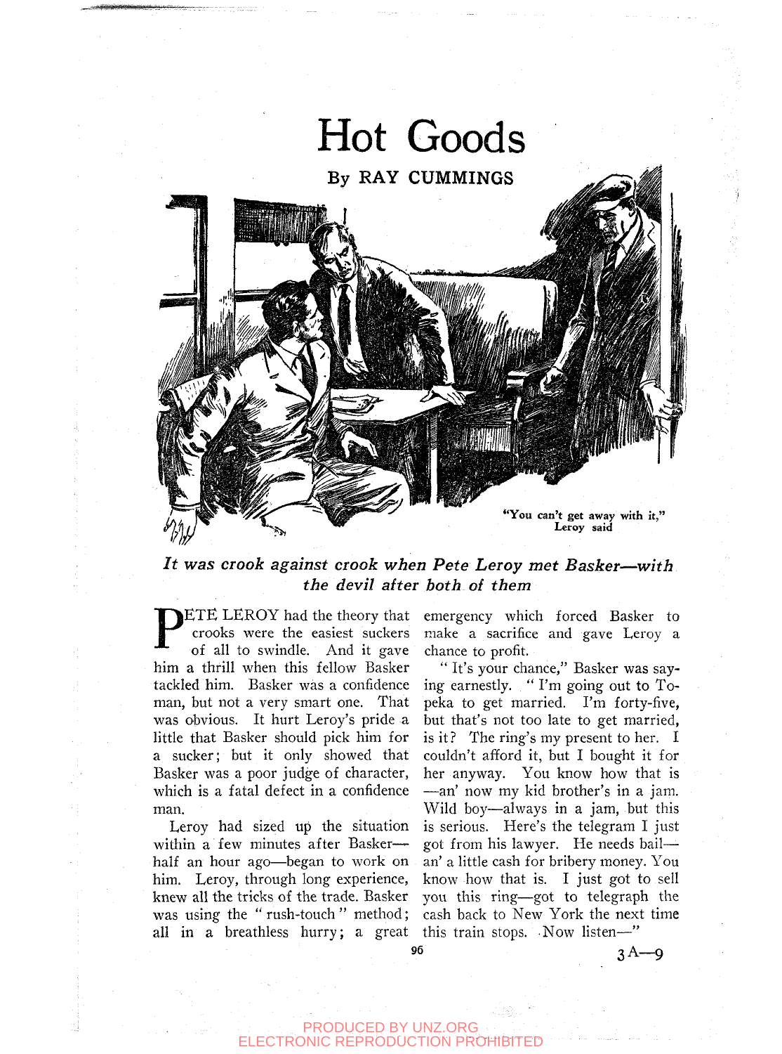# Hot Goods

## By RAY CUMMINGS

"You can't get away with it," Leroy said

*It was crook against crook when Pete Leroy met Basker—with the devil after both of them*

PETE LEROY had the theory that crooks were the easiest suckers of all to swindle. And it gave him a thrill when this fellow Basker tackled him. Basker was a confidence man, but not a very smart one. That was obvious. It hurt Leroy's pride a little that Basker should pick him for a sucker; but it only showed that Basker was a poor judge of character, which is a fatal defect in a confidence man.

Leroy had sized up the situation within a few minutes after Basker—half an hour ago—began to work on him. Leroy, through long experience, knew all the tricks of the trade. Basker was using the "rush-touch" method; all in a breathless hurry; a great emergency which forced Basker to make a sacrifice and gave Leroy a chance to profit.

"It's your chance," Basker was saying earnestly. "I'm going out to Topeka to get married. I'm forty-five, but that's not too late to get married, is it? The ring's my present to her. I couldn't afford it, but I bought it for her anyway. You know how that is—an' now my kid brother's in a jam. Wild boy—always in a jam, but this is serious. Here's the telegram I just got from his lawyer. He needs bail—an' a little cash for bribery money. You know how that is. I just got to sell you this ring—got to telegraph the cash back to New York the next time this train stops. Now listen—"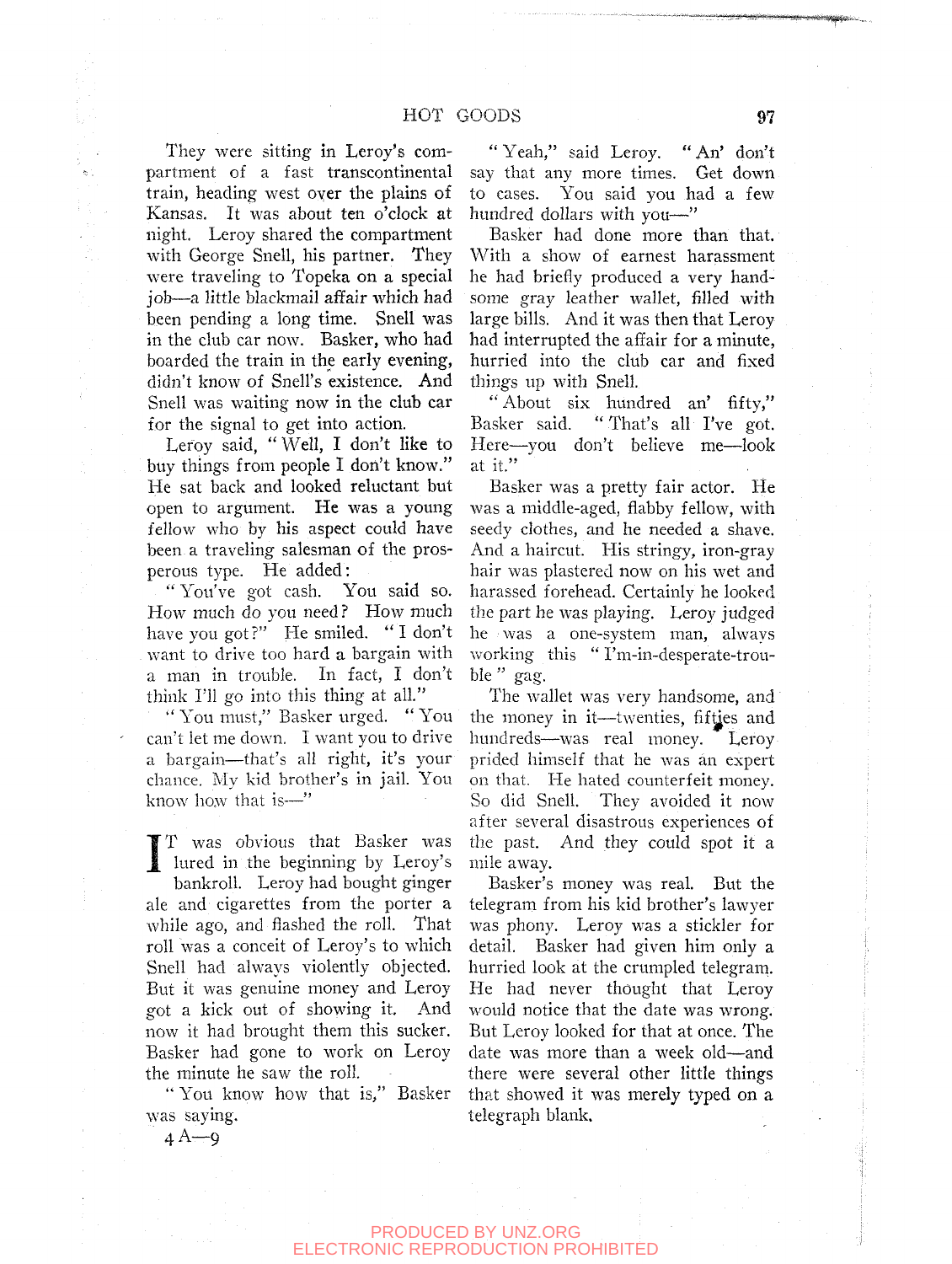They were sitting in Leroy's compartment of a fast transcontinental train, heading west over the plains of Kansas. It was about ten o'clock at night. Leroy shared the compartment with George Snell, his partner. They were traveling to Topeka on a special job—a little blackmail affair which had been pending a long time. Snell was in the club car now. Basker, who had boarded the train in the early evening, didn't know of Snell's existence. And Snell was waiting now in the club car for the signal to get into action.

Leroy said, "Well, I don't like to buy things from people I don't know." He sat back and looked reluctant but open to argument. He was a young fellow who by his aspect could have been a traveling salesman of the prosperous type. He added:

"You've got cash. You said so. How much do you need? How much have you got?" He smiled. "I don't want to drive too hard a bargain with a man in trouble. In fact, I don't think I'll go into this thing at all."

"You must," Basker urged. "You can't let me down. I want you to drive a bargain—that's all right, it's your chance. My kid brother's in jail. You know how that is—"

IT was obvious that Basker was lured in the beginning by Leroy's bankroll. Leroy had bought ginger ale and cigarettes from the porter a while ago, and flashed the roll. That roll was a conceit of Leroy's to which Snell had always violently objected. But it was genuine money and Leroy got a kick out of showing it. And now it had brought them this sucker. Basker had gone to work on Leroy the minute he saw the roll.

"You know how that is," Basker was saying.

"Yeah," said Leroy. "An' don't say that any more times. Get down to cases. You said you had a few hundred dollars with you—"

Basker had done more than that. With a show of earnest harassment he had briefly produced a very handsome gray leather wallet, filled with large bills. And it was then that Leroy had interrupted the affair for a minute, hurried into the club car and fixed things up with Snell.

"About six hundred an' fifty," Basker said. "That's all I've got. Here—you don't believe me—look at it."

Basker was a pretty fair actor. He was a middle-aged, flabby fellow, with seedy clothes, and he needed a shave. And a haircut. His stringy, iron-gray hair was plastered now on his wet and harassed forehead. Certainly he looked the part he was playing. Leroy judged he was a one-system man, always working this "I'm-in-desperate-trouble" gag.

The wallet was very handsome, and the money in it—twenties, fifties and hundreds—was real money. Leroy prided himself that he was an expert on that. He hated counterfeit money. So did Snell. They avoided it now after several disastrous experiences of the past. And they could spot it a mile away.

Basker's money was real. But the telegram from his kid brother's lawyer was phony. Leroy was a stickler for detail. Basker had given him only a hurried look at the crumpled telegram. He had never thought that Leroy would notice that the date was wrong. But Leroy looked for that at once. The date was more than a week old—and there were several other little things that showed it was merely typed on a telegraph blank.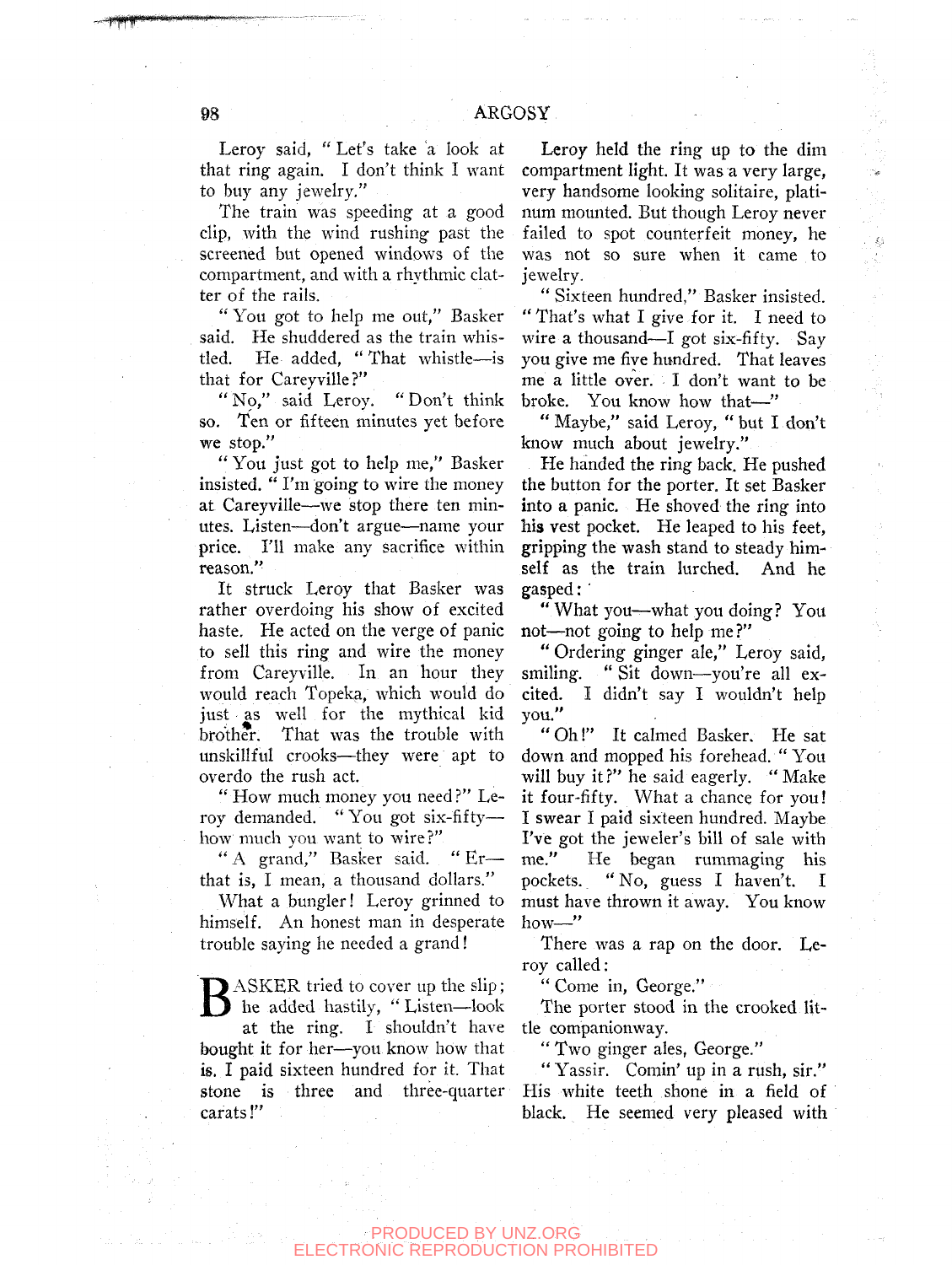Leroy said, "Let's take a look at that ring again. I don't think I want to buy any jewelry."

The train was speeding at a good clip, with the wind rushing past the screened but opened windows of the compartment, and with a rhythmic clatter of the rails.

"You got to help me out," Basker said. He shuddered as the train whistled. He added, "That whistle—is that for Careyville?"

"No," said Leroy. "Don't think so. Ten or fifteen minutes yet before we stop."

"You just got to help me," Basker insisted. "I'm going to wire the money at Careyville—we stop there ten minutes. Listen—don't argue—name your price. I'll make any sacrifice within reason."

It struck Leroy that Basker was rather overdoing his show of excited haste. He acted on the verge of panic to sell this ring and wire the money from Careyville. In an hour they would reach Topeka, which would do just as well for the mythical kid brother. That was the trouble with unskillful crooks—they were apt to overdo the rush act.

"How much money you need?" Leroy demanded. "You got six-fifty—how much you want to wire?"

"A grand," Basker said. "Er—that is, I mean, a thousand dollars."

What a bungler! Leroy grinned to himself. An honest man in desperate trouble saying he needed a grand!

BASKER tried to cover up the slip; he added hastily, "Listen—look at the ring. I shouldn't have bought it for her—you know how that is. I paid sixteen hundred for it. That stone is three and three-quarter carats!"

Leroy held the ring up to the dim compartment light. It was a very large, very handsome looking solitaire, platinum mounted. But though Leroy never failed to spot counterfeit money, he was not so sure when it came to jewelry.

"Sixteen hundred," Basker insisted. "That's what I give for it. I need to wire a thousand—I got six-fifty. Say you give me five hundred. That leaves me a little over. I don't want to be broke. You know how that—"

"Maybe," said Leroy, "but I don't know much about jewelry."

He handed the ring back. He pushed the button for the porter. It set Basker into a panic. He shoved the ring into his vest pocket. He leaped to his feet, gripping the wash stand to steady himself as the train lurched. And he gasped:

"What you—what you doing? You not—not going to help me?"

"Ordering ginger ale," Leroy said, smiling. "Sit down—you're all excited. I didn't say I wouldn't help you."

"Oh!" It calmed Basker. He sat down and mopped his forehead. "You will buy it?" he said eagerly. "Make it four-fifty. What a chance for you! I swear I paid sixteen hundred. Maybe I've got the jeweler's bill of sale with me." He began rummaging his pockets. "No, guess I haven't. I must have thrown it away. You know how—"

There was a rap on the door. Leroy called:

"Come in, George."

The porter stood in the crooked little companionway.

"Two ginger ales, George."

"Yassir. Comin' up in a rush, sir." His white teeth shone in a field of black. He seemed very pleased with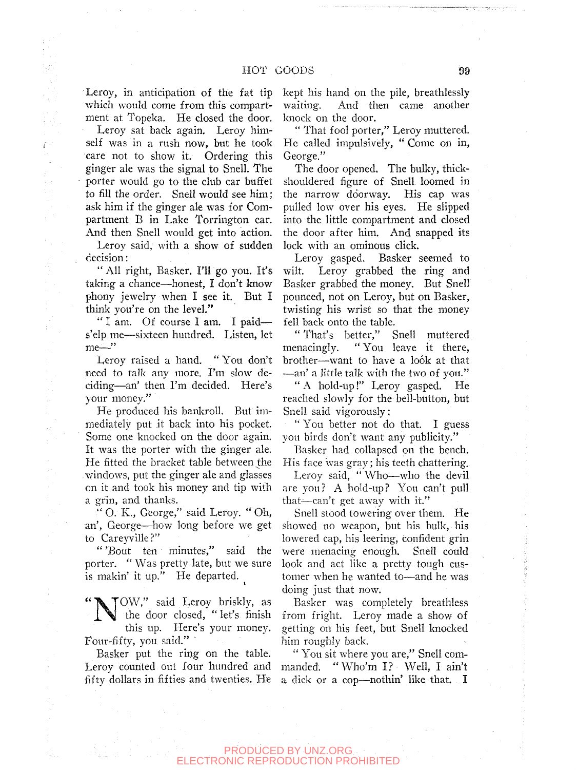Leroy, in anticipation of the fat tip which would come from this compartment at Topeka. He closed the door.

Leroy sat back again. Leroy himself was in a rush now, but he took care not to show it. Ordering this ginger ale was the signal to Snell. The porter would go to the club car buffet to fill the order. Snell would see him; ask him if the ginger ale was for Compartment B in Lake Torrington car. And then Snell would get into action.

Leroy said, with a show of sudden decision:

"All right, Basker. I'll go you. It's taking a chance—honest, I don't know phony jewelry when I see it. But I think you're on the level."

"I am. Of course I am. I paid—s'elp me—sixteen hundred. Listen, let me—"

Leroy raised a hand. "You don't need to talk any more. I'm slow deciding—an' then I'm decided. Here's your money."

He produced his bankroll. But immediately put it back into his pocket. Some one knocked on the door again. It was the porter with the ginger ale. He fitted the bracket table between the windows, put the ginger ale and glasses on it and took his money and tip with a grin, and thanks.

"O. K., George," said Leroy. "Oh, an', George—how long before we get to Careyville?"

"'Bout ten minutes," said the porter. "Was pretty late, but we sure is makin' it up." He departed.

"NOW," said Leroy briskly, as the door closed, "let's finish this up. Here's your money. Four-fifty, you said."

Basker put the ring on the table. Leroy counted out four hundred and fifty dollars in fifties and twenties. He kept his hand on the pile, breathlessly waiting. And then came another knock on the door.

"That fool porter," Leroy muttered. He called impulsively, "Come on in, George."

The door opened. The bulky, thick-shouldered figure of Snell loomed in the narrow doorway. His cap was pulled low over his eyes. He slipped into the little compartment and closed the door after him. And snapped its lock with an ominous click.

Leroy gasped. Basker seemed to wilt. Leroy grabbed the ring and Basker grabbed the money. But Snell pounced, not on Leroy, but on Basker, twisting his wrist so that the money fell back onto the table.

"That's better," Snell muttered menacingly. "You leave it there, brother—want to have a look at that—an' a little talk with the two of you."

"A hold-up!" Leroy gasped. He reached slowly for the bell-button, but Snell said vigorously:

"You better not do that. I guess you birds don't want any publicity."

Basker had collapsed on the bench. His face was gray; his teeth chattering.

Leroy said, "Who—who the devil are you? A hold-up? You can't pull that—can't get away with it."

Snell stood towering over them. He showed no weapon, but his bulk, his lowered cap, his leering, confident grin were menacing enough. Snell could look and act like a pretty tough customer when he wanted to—and he was doing just that now.

Basker was completely breathless from fright. Leroy made a show of getting on his feet, but Snell knocked him roughly back.

"You sit where you are," Snell commanded. "Who'm I? Well, I ain't a dick or a cop—nothin' like that. I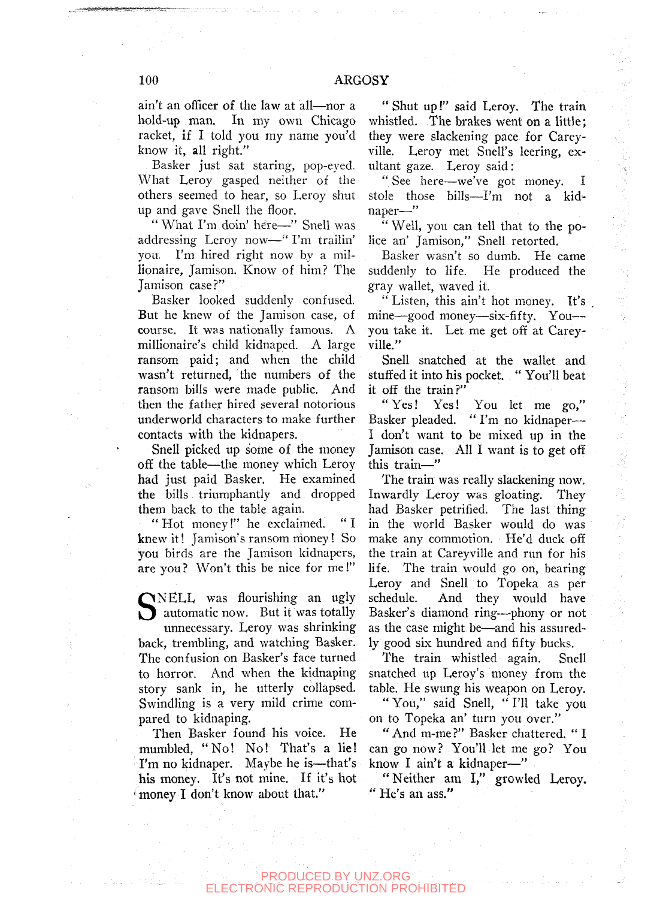ain't an officer of the law at all—nor a hold-up man. In my own Chicago racket, if I told you my name you'd know it, all right."

Basker just sat staring, pop-eyed. What Leroy gasped neither of the others seemed to hear, so Leroy shut up and gave Snell the floor.

"What I'm doin' here—" Snell was addressing Leroy now—"I'm trailin' you. I'm hired right now by a millionaire, Jamison. Know of him? The Jamison case?"

Basker looked suddenly confused. But he knew of the Jamison case, of course. It was nationally famous. A millionaire's child kidnaped. A large ransom paid; and when the child wasn't returned, the numbers of the ransom bills were made public. And then the father hired several notorious underworld characters to make further contacts with the kidnapers.

Snell picked up some of the money off the table—the money which Leroy had just paid Basker. He examined the bills triumphantly and dropped them back to the table again.

"Hot money!" he exclaimed. "I knew it! Jamison's ransom money! So you birds are the Jamison kidnapers, are you? Won't this be nice for me!"

SNELL was flourishing an ugly automatic now. But it was totally unnecessary. Leroy was shrinking back, trembling, and watching Basker. The confusion on Basker's face turned to horror. And when the kidnaping story sank in, he utterly collapsed. Swindling is a very mild crime compared to kidnaping.

Then Basker found his voice. He mumbled, "No! No! That's a lie! I'm no kidnaper. Maybe he is—that's his money. It's not mine. If it's hot money I don't know about that."

"Shut up!" said Leroy. The train whistled. The brakes went on a little; they were slackening pace for Careyville. Leroy met Snell's leering, exultant gaze. Leroy said:

"See here—we've got money. I stole those bills—I'm not a kidnaper—"

"Well, you can tell that to the police an' Jamison," Snell retorted.

Basker wasn't so dumb. He came suddenly to life. He produced the gray wallet, waved it.

"Listen, this ain't hot money. It's mine—good money—six-fifty. You—you take it. Let me get off at Careyville."

Snell snatched at the wallet and stuffed it into his pocket. "You'll beat it off the train?"

"Yes! Yes! You let me go," Basker pleaded. "I'm no kidnaper—I don't want to be mixed up in the Jamison case. All I want is to get off this train—"

The train was really slackening now. Inwardly Leroy was gloating. They had Basker petrified. The last thing in the world Basker would do was make any commotion. He'd duck off the train at Careyville and run for his life. The train would go on, bearing Leroy and Snell to Topeka as per schedule. And they would have Basker's diamond ring—phony or not as the case might be—and his assuredly good six hundred and fifty bucks.

The train whistled again. Snell snatched up Leroy's money from the table. He swung his weapon on Leroy.

"You," said Snell, "I'll take you on to Topeka an' turn you over."

"And m-me?" Basker chattered. "I can go now? You'll let me go? You know I ain't a kidnaper—"

"Neither am I," growled Leroy. "He's an ass."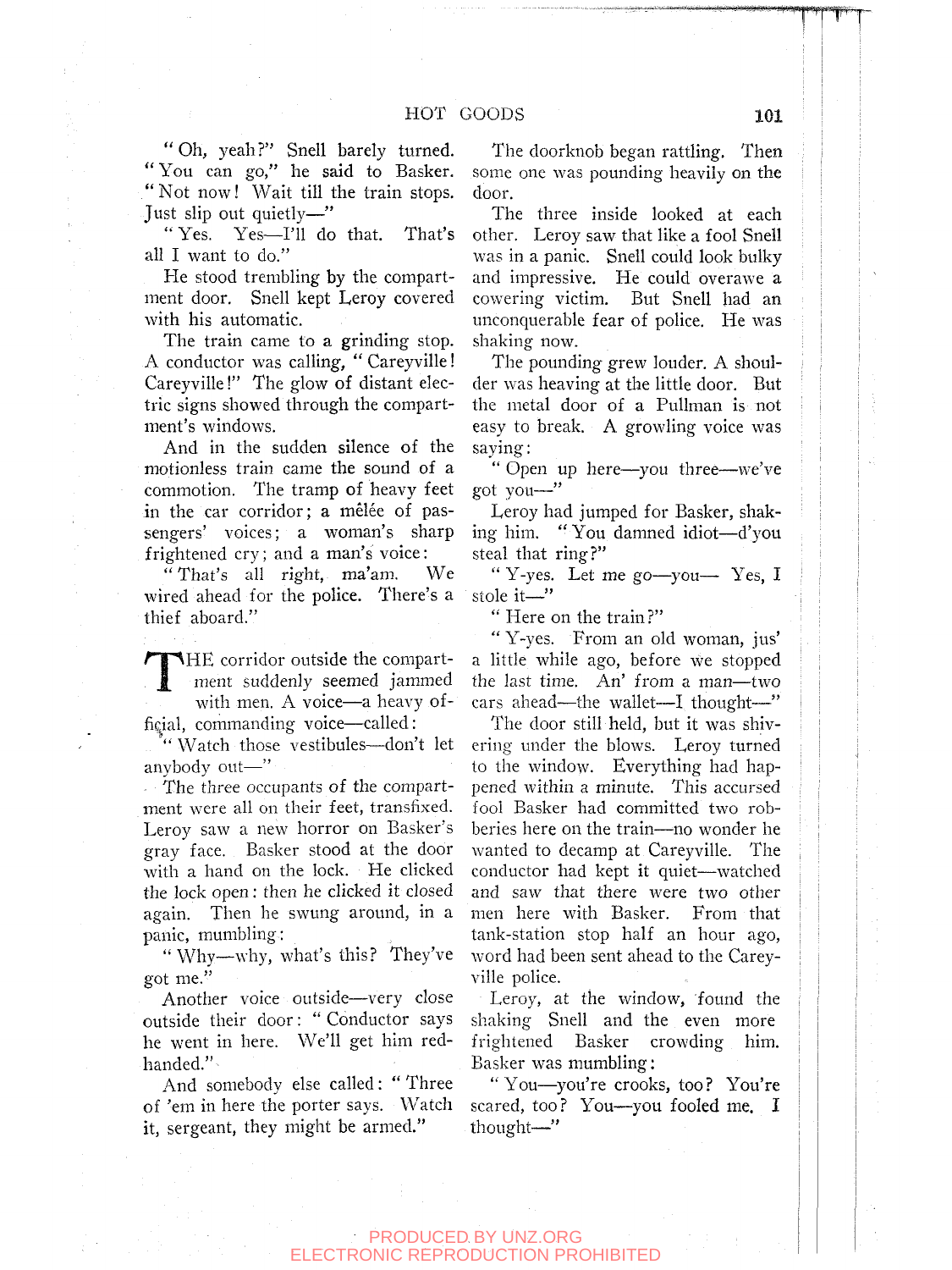"Oh, yeah?" Snell barely turned. "You can go," he said to Basker. "Not now! Wait till the train stops. Just slip out quietly—"

"Yes. Yes—I'll do that. That's all I want to do."

He stood trembling by the compartment door. Snell kept Leroy covered with his automatic.

The train came to a grinding stop. A conductor was calling, "Careyville! Careyville!" The glow of distant electric signs showed through the compartment's windows.

And in the sudden silence of the motionless train came the sound of a commotion. The tramp of heavy feet in the car corridor; a mêlée of passengers' voices; a woman's sharp frightened cry; and a man's voice:

"That's all right, ma'am. We wired ahead for the police. There's a thief aboard."

THE corridor outside the compartment suddenly seemed jammed with men. A voice—a heavy official, commanding voice—called:

"Watch those vestibules—don't let anybody out—"

The three occupants of the compartment were all on their feet, transfixed. Leroy saw a new horror on Basker's gray face. Basker stood at the door with a hand on the lock. He clicked the lock open: then he clicked it closed again. Then he swung around, in a panic, mumbling:

"Why—why, what's this? They've got me."

Another voice outside—very close outside their door: "Conductor says he went in here. We'll get him red-handed."

And somebody else called: "Three of 'em in here the porter says. Watch it, sergeant, they might be armed."

The doorknob began rattling. Then some one was pounding heavily on the door.

The three inside looked at each other. Leroy saw that like a fool Snell was in a panic. Snell could look bulky and impressive. He could overawe a cowering victim. But Snell had an unconquerable fear of police. He was shaking now.

The pounding grew louder. A shoulder was heaving at the little door. But the metal door of a Pullman is not easy to break. A growling voice was saying:

"Open up here—you three—we've got you—"

Leroy had jumped for Basker, shaking him. "You damned idiot—d'you steal that ring?"

"Y-yes. Let me go—you— Yes, I stole it—"

"Here on the train?"

"Y-yes. From an old woman, jus' a little while ago, before we stopped the last time. An' from a man—two cars ahead—the wallet—I thought—"

The door still held, but it was shivering under the blows. Leroy turned to the window. Everything had happened within a minute. This accursed fool Basker had committed two robberies here on the train—no wonder he wanted to decamp at Careyville. The conductor had kept it quiet—watched and saw that there were two other men here with Basker. From that tank-station stop half an hour ago, word had been sent ahead to the Careyville police.

Leroy, at the window, found the shaking Snell and the even more frightened Basker crowding him. Basker was mumbling:

"You—you're crooks, too? You're scared, too? You—you fooled me. I thought—"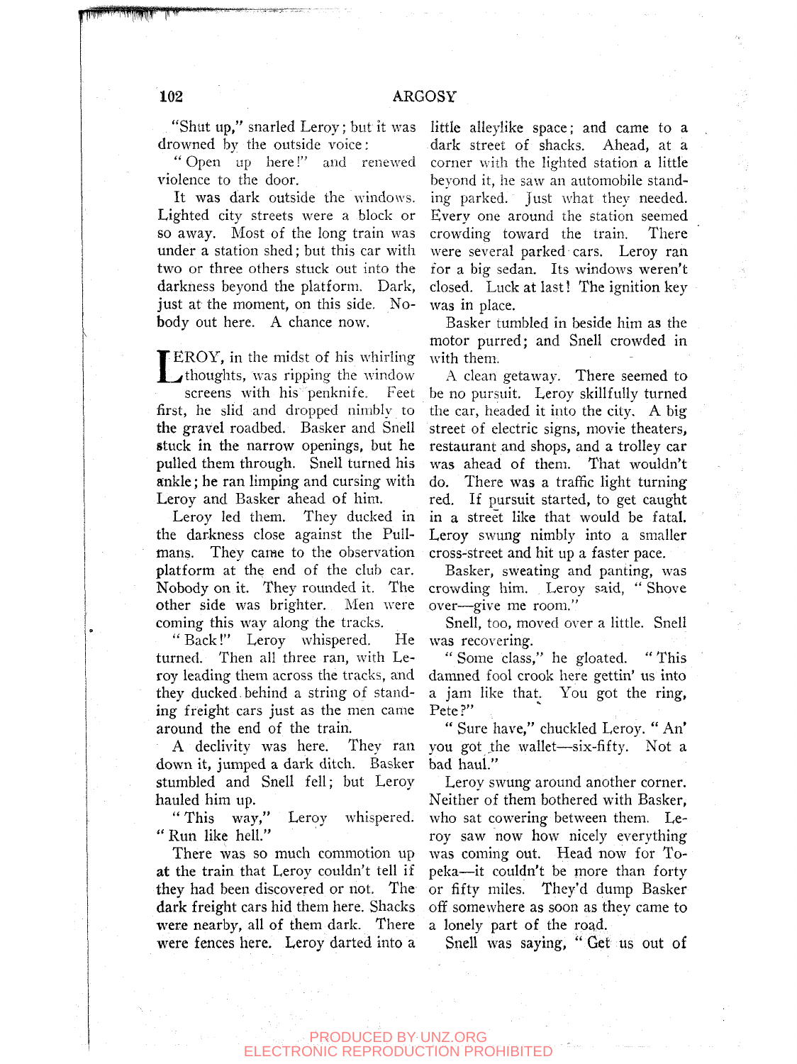"Shut up," snarled Leroy; but it was drowned by the outside voice:

"Open up here!" and renewed violence to the door.

It was dark outside the windows. Lighted city streets were a block or so away. Most of the long train was under a station shed; but this car with two or three others stuck out into the darkness beyond the platform. Dark, just at the moment, on this side. Nobody out here. A chance now.

LEROY, in the midst of his whirling thoughts, was ripping the window screens with his penknife. Feet first, he slid and dropped nimbly to the gravel roadbed. Basker and Snell stuck in the narrow openings, but he pulled them through. Snell turned his ankle; he ran limping and cursing with Leroy and Basker ahead of him.

Leroy led them. They ducked in the darkness close against the Pullmans. They came to the observation platform at the end of the club car. Nobody on it. They rounded it. The other side was brighter. Men were coming this way along the tracks.

"Back!" Leroy whispered. He turned. Then all three ran, with Leroy leading them across the tracks, and they ducked behind a string of standing freight cars just as the men came around the end of the train.

A declivity was here. They ran down it, jumped a dark ditch. Basker stumbled and Snell fell; but Leroy hauled him up.

"This way," Leroy whispered. "Run like hell."

There was so much commotion up at the train that Leroy couldn't tell if they had been discovered or not. The dark freight cars hid them here. Shacks were nearby, all of them dark. There were fences here. Leroy darted into a little alleylike space; and came to a dark street of shacks. Ahead, at a corner with the lighted station a little beyond it, he saw an automobile standing parked. Just what they needed. Every one around the station seemed crowding toward the train. There were several parked cars. Leroy ran for a big sedan. Its windows weren't closed. Luck at last! The ignition key was in place.

Basker tumbled in beside him as the motor purred; and Snell crowded in with them.

A clean getaway. There seemed to be no pursuit. Leroy skillfully turned the car, headed it into the city. A big street of electric signs, movie theaters, restaurant and shops, and a trolley car was ahead of them. That wouldn't do. There was a traffic light turning red. If pursuit started, to get caught in a street like that would be fatal. Leroy swung nimbly into a smaller cross-street and hit up a faster pace.

Basker, sweating and panting, was crowding him. Leroy said, "Shove over—give me room."

Snell, too, moved over a little. Snell was recovering.

"Some class," he gloated. "This damned fool crook here gettin' us into a jam like that. You got the ring, Pete?"

"Sure have," chuckled Leroy. "An' you got the wallet—six-fifty. Not a bad haul."

Leroy swung around another corner. Neither of them bothered with Basker, who sat cowering between them. Leroy saw now how nicely everything was coming out. Head now for Topeka—it couldn't be more than forty or fifty miles. They'd dump Basker off somewhere as soon as they came to a lonely part of the road.

Snell was saying, "Get us out of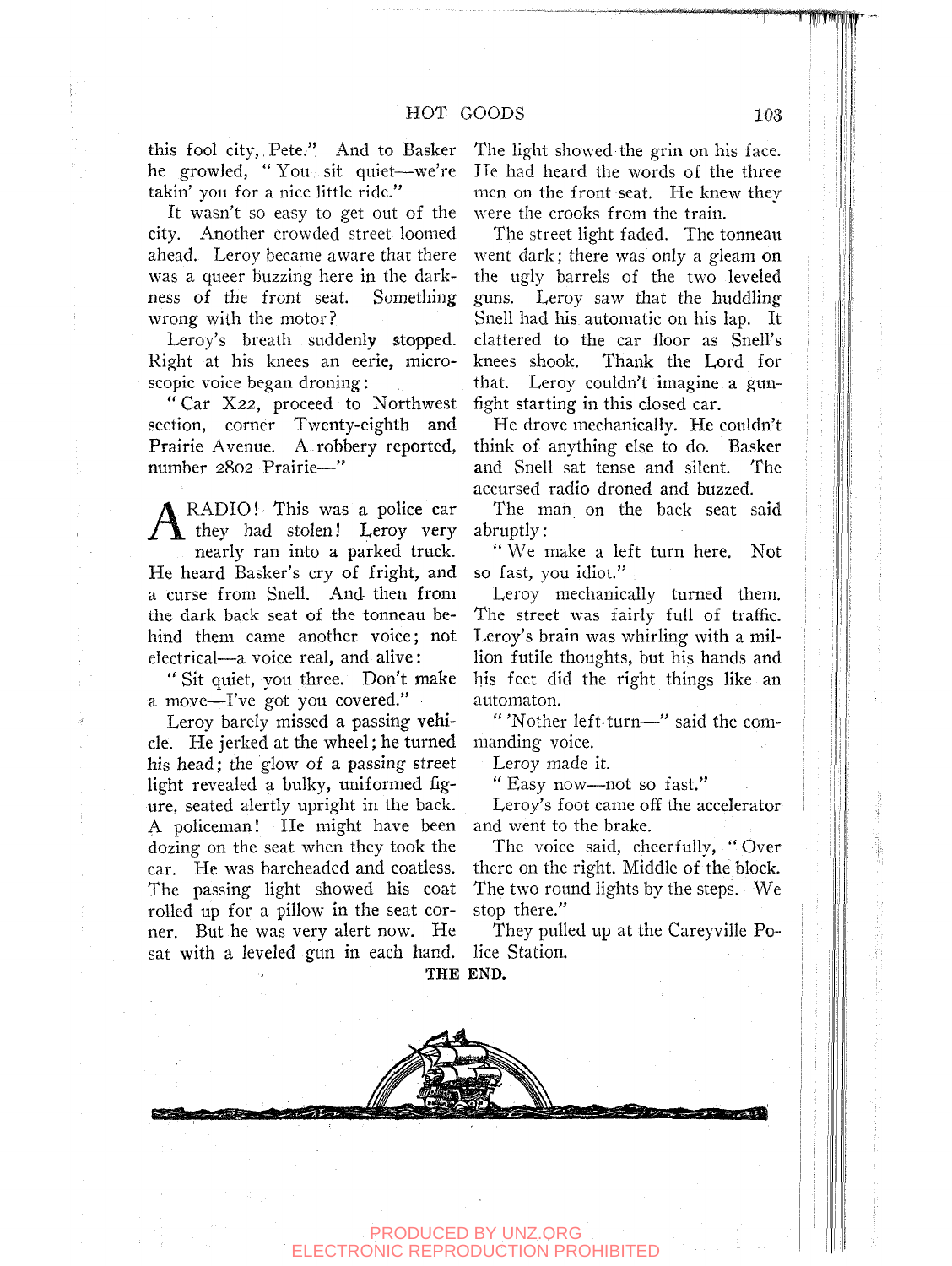this fool city, Pete." And to Basker he growled, "You sit quiet—we're takin' you for a nice little ride."

It wasn't so easy to get out of the city. Another crowded street loomed ahead. Leroy became aware that there was a queer buzzing here in the darkness of the front seat. Something wrong with the motor?

Leroy's breath suddenly stopped. Right at his knees an eerie, microscopic voice began droning:

"Car X22, proceed to Northwest section, corner Twenty-eighth and Prairie Avenue. A robbery reported, number 2802 Prairie—"

A RADIO! This was a police car they had stolen! Leroy very nearly ran into a parked truck. He heard Basker's cry of fright, and a curse from Snell. And then from the dark back seat of the tonneau behind them came another voice; not electrical—a voice real, and alive:

"Sit quiet, you three. Don't make a move—I've got you covered."

Leroy barely missed a passing vehicle. He jerked at the wheel; he turned his head; the glow of a passing street light revealed a bulky, uniformed figure, seated alertly upright in the back. A policeman! He might have been dozing on the seat when they took the car. He was bareheaded and coatless. The passing light showed his coat rolled up for a pillow in the seat corner. But he was very alert now. He sat with a leveled gun in each hand. The light showed the grin on his face. He had heard the words of the three men on the front seat. He knew they were the crooks from the train.

The street light faded. The tonneau went dark; there was only a gleam on the ugly barrels of the two leveled guns. Leroy saw that the huddling Snell had his automatic on his lap. It clattered to the car floor as Snell's knees shook. Thank the Lord for that. Leroy couldn't imagine a gunfight starting in this closed car.

He drove mechanically. He couldn't think of anything else to do. Basker and Snell sat tense and silent. The accursed radio droned and buzzed.

The man on the back seat said abruptly:

"We make a left turn here. Not so fast, you idiot."

Leroy mechanically turned them. The street was fairly full of traffic. Leroy's brain was whirling with a million futile thoughts, but his hands and his feet did the right things like an automaton.

"'Nother left turn—" said the commanding voice.

Leroy made it.

"Easy now—not so fast."

Leroy's foot came off the accelerator and went to the brake.

The voice said, cheerfully, "Over there on the right. Middle of the block. The two round lights by the steps. We stop there."

They pulled up at the Careyville Police Station.

**THE END.**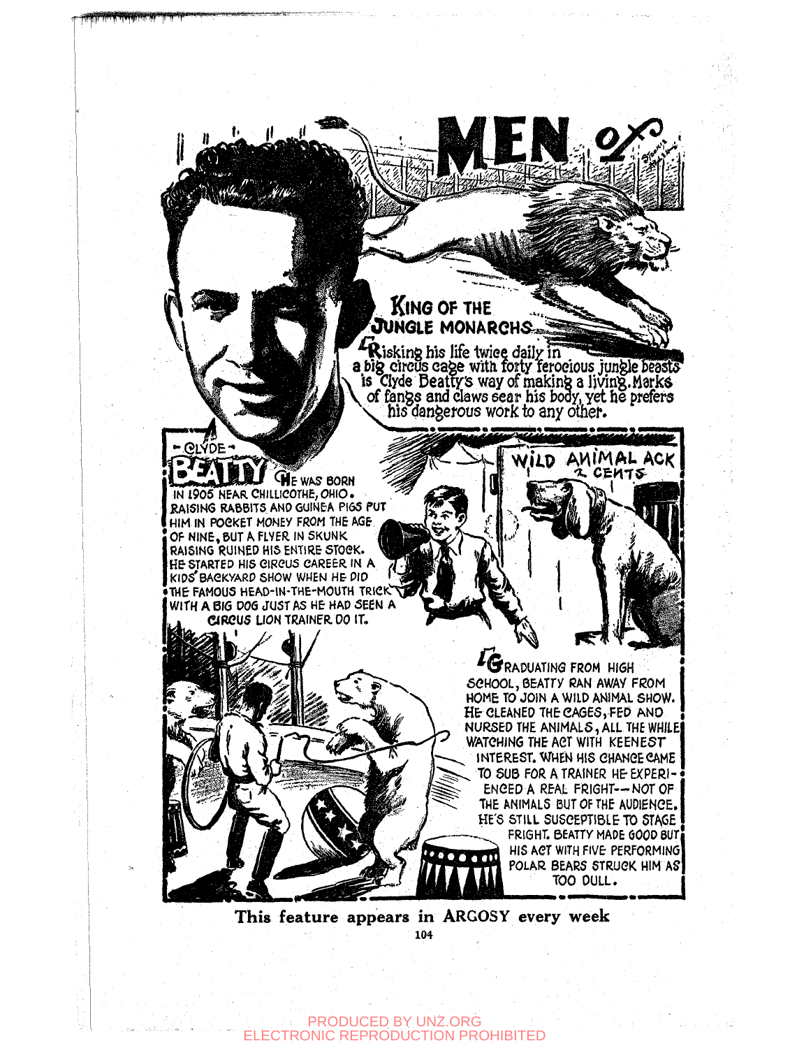# MEN of

## KING OF THE JUNGLE MONARCHS

Risking his life twice daily in a big circus cage with forty ferocious jungle beasts is Clyde Beatty's way of making a living. Marks of fangs and claws scar his body, yet he prefers his dangerous work to any other.

## CLYDE BEATTY

HE WAS BORN IN 1905 NEAR CHILLICOTHE, OHIO. RAISING RABBITS AND GUINEA PIGS PUT HIM IN POCKET MONEY FROM THE AGE OF NINE, BUT A FLYER IN SKUNK RAISING RUINED HIS ENTIRE STOCK. HE STARTED HIS CIRCUS CAREER IN A KIDS' BACKYARD SHOW WHEN HE DID THE FAMOUS HEAD-IN-THE-MOUTH TRICK WITH A BIG DOG JUST AS HE HAD SEEN A CIRCUS LION TRAINER DO IT.

WILD ANIMAL ACK 2 CENTS

GRADUATING FROM HIGH SCHOOL, BEATTY RAN AWAY FROM HOME TO JOIN A WILD ANIMAL SHOW. HE CLEANED THE CAGES, FED AND NURSED THE ANIMALS, ALL THE WHILE WATCHING THE ACT WITH KEENEST INTEREST. WHEN HIS CHANCE CAME TO SUB FOR A TRAINER HE EXPERIENCED A REAL FRIGHT—NOT OF THE ANIMALS BUT OF THE AUDIENCE. HE'S STILL SUSCEPTIBLE TO STAGE FRIGHT. BEATTY MADE GOOD BUT HIS ACT WITH FIVE PERFORMING POLAR BEARS STRUCK HIM AS TOO DULL.

**This feature appears in ARGOSY every week**